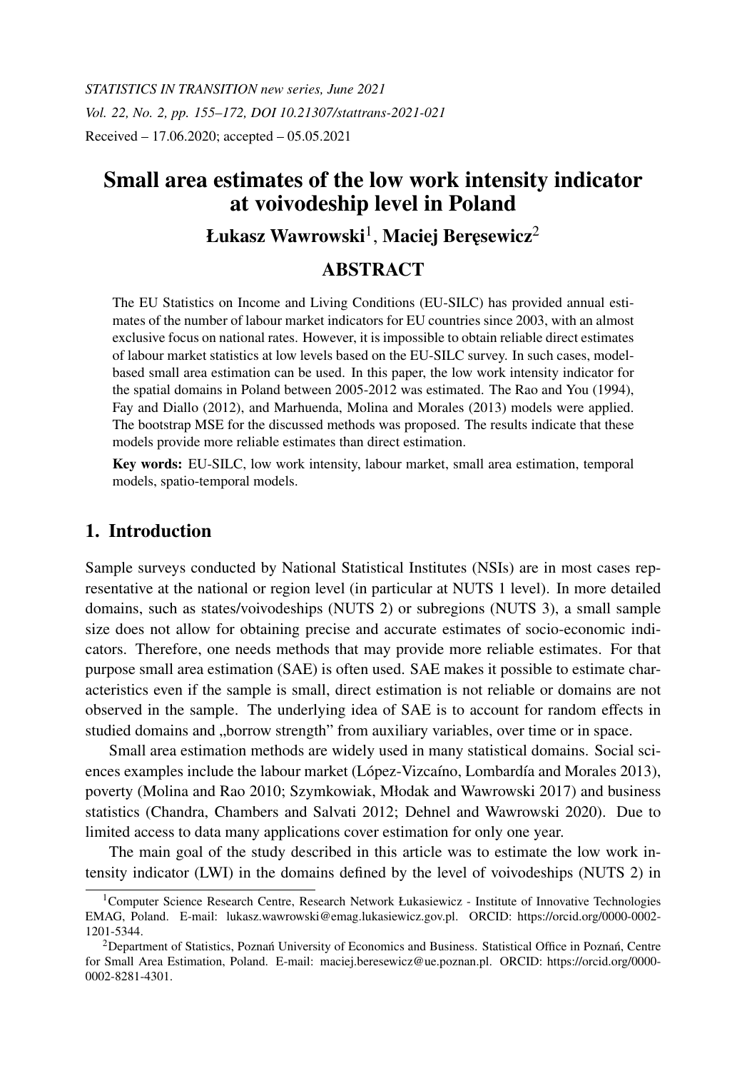*STATISTICS IN TRANSITION new series, June 2021*
*Vol. 22, No. 2, pp. 155–172, DOI 10.21307/stattrans-2021-021*
Received – 17.06.2020; accepted – 05.05.2021

# Small area estimates of the low work intensity indicator at voivodeship level in Poland

**Łukasz Wawrowski**[1], **Maciej Beręsewicz**[2]

## ABSTRACT

The EU Statistics on Income and Living Conditions (EU-SILC) has provided annual estimates of the number of labour market indicators for EU countries since 2003, with an almost exclusive focus on national rates. However, it is impossible to obtain reliable direct estimates of labour market statistics at low levels based on the EU-SILC survey. In such cases, model-based small area estimation can be used. In this paper, the low work intensity indicator for the spatial domains in Poland between 2005-2012 was estimated. The Rao and You (1994), Fay and Diallo (2012), and Marhuenda, Molina and Morales (2013) models were applied. The bootstrap MSE for the discussed methods was proposed. The results indicate that these models provide more reliable estimates than direct estimation.

**Key words:** EU-SILC, low work intensity, labour market, small area estimation, temporal models, spatio-temporal models.

## 1. Introduction

Sample surveys conducted by National Statistical Institutes (NSIs) are in most cases representative at the national or region level (in particular at NUTS 1 level). In more detailed domains, such as states/voivodeships (NUTS 2) or subregions (NUTS 3), a small sample size does not allow for obtaining precise and accurate estimates of socio-economic indicators. Therefore, one needs methods that may provide more reliable estimates. For that purpose small area estimation (SAE) is often used. SAE makes it possible to estimate characteristics even if the sample is small, direct estimation is not reliable or domains are not observed in the sample. The underlying idea of SAE is to account for random effects in studied domains and „borrow strength" from auxiliary variables, over time or in space.

Small area estimation methods are widely used in many statistical domains. Social sciences examples include the labour market (López-Vizcaíno, Lombardía and Morales 2013), poverty (Molina and Rao 2010; Szymkowiak, Młodak and Wawrowski 2017) and business statistics (Chandra, Chambers and Salvati 2012; Dehnel and Wawrowski 2020). Due to limited access to data many applications cover estimation for only one year.

The main goal of the study described in this article was to estimate the low work intensity indicator (LWI) in the domains defined by the level of voivodeships (NUTS 2) in

[1]Computer Science Research Centre, Research Network Łukasiewicz - Institute of Innovative Technologies EMAG, Poland. E-mail: lukasz.wawrowski@emag.lukasiewicz.gov.pl. ORCID: https://orcid.org/0000-0002-1201-5344.

[2]Department of Statistics, Poznań University of Economics and Business. Statistical Office in Poznań, Centre for Small Area Estimation, Poland. E-mail: maciej.beresewicz@ue.poznan.pl. ORCID: https://orcid.org/0000-0002-8281-4301.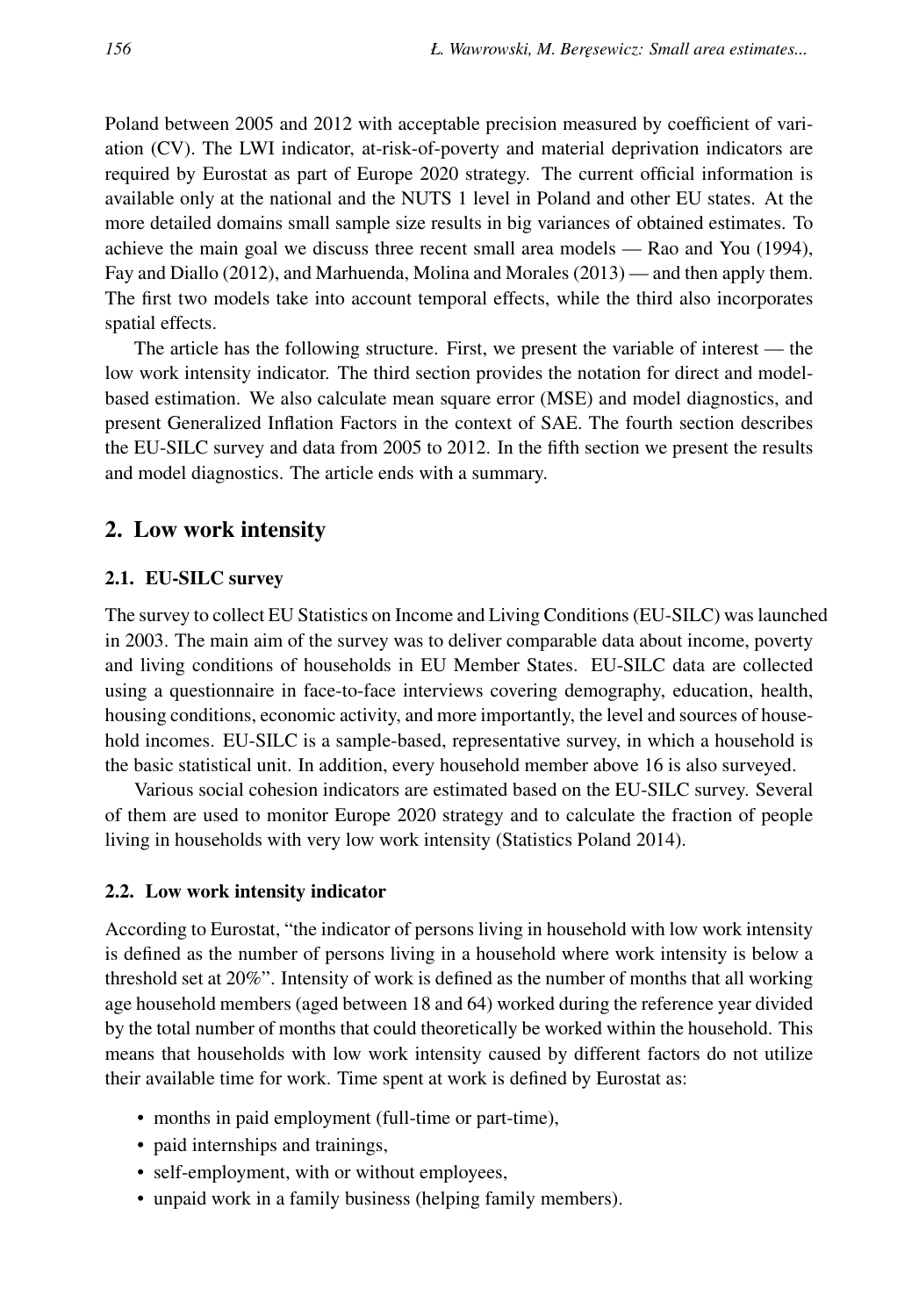Poland between 2005 and 2012 with acceptable precision measured by coefficient of variation (CV). The LWI indicator, at-risk-of-poverty and material deprivation indicators are required by Eurostat as part of Europe 2020 strategy. The current official information is available only at the national and the NUTS 1 level in Poland and other EU states. At the more detailed domains small sample size results in big variances of obtained estimates. To achieve the main goal we discuss three recent small area models — Rao and You (1994), Fay and Diallo (2012), and Marhuenda, Molina and Morales (2013) — and then apply them. The first two models take into account temporal effects, while the third also incorporates spatial effects.

The article has the following structure. First, we present the variable of interest — the low work intensity indicator. The third section provides the notation for direct and model-based estimation. We also calculate mean square error (MSE) and model diagnostics, and present Generalized Inflation Factors in the context of SAE. The fourth section describes the EU-SILC survey and data from 2005 to 2012. In the fifth section we present the results and model diagnostics. The article ends with a summary.

## 2. Low work intensity

### 2.1. EU-SILC survey

The survey to collect EU Statistics on Income and Living Conditions (EU-SILC) was launched in 2003. The main aim of the survey was to deliver comparable data about income, poverty and living conditions of households in EU Member States. EU-SILC data are collected using a questionnaire in face-to-face interviews covering demography, education, health, housing conditions, economic activity, and more importantly, the level and sources of household incomes. EU-SILC is a sample-based, representative survey, in which a household is the basic statistical unit. In addition, every household member above 16 is also surveyed.

Various social cohesion indicators are estimated based on the EU-SILC survey. Several of them are used to monitor Europe 2020 strategy and to calculate the fraction of people living in households with very low work intensity (Statistics Poland 2014).

### 2.2. Low work intensity indicator

According to Eurostat, "the indicator of persons living in household with low work intensity is defined as the number of persons living in a household where work intensity is below a threshold set at 20%". Intensity of work is defined as the number of months that all working age household members (aged between 18 and 64) worked during the reference year divided by the total number of months that could theoretically be worked within the household. This means that households with low work intensity caused by different factors do not utilize their available time for work. Time spent at work is defined by Eurostat as:

- months in paid employment (full-time or part-time),
- paid internships and trainings,
- self-employment, with or without employees,
- unpaid work in a family business (helping family members).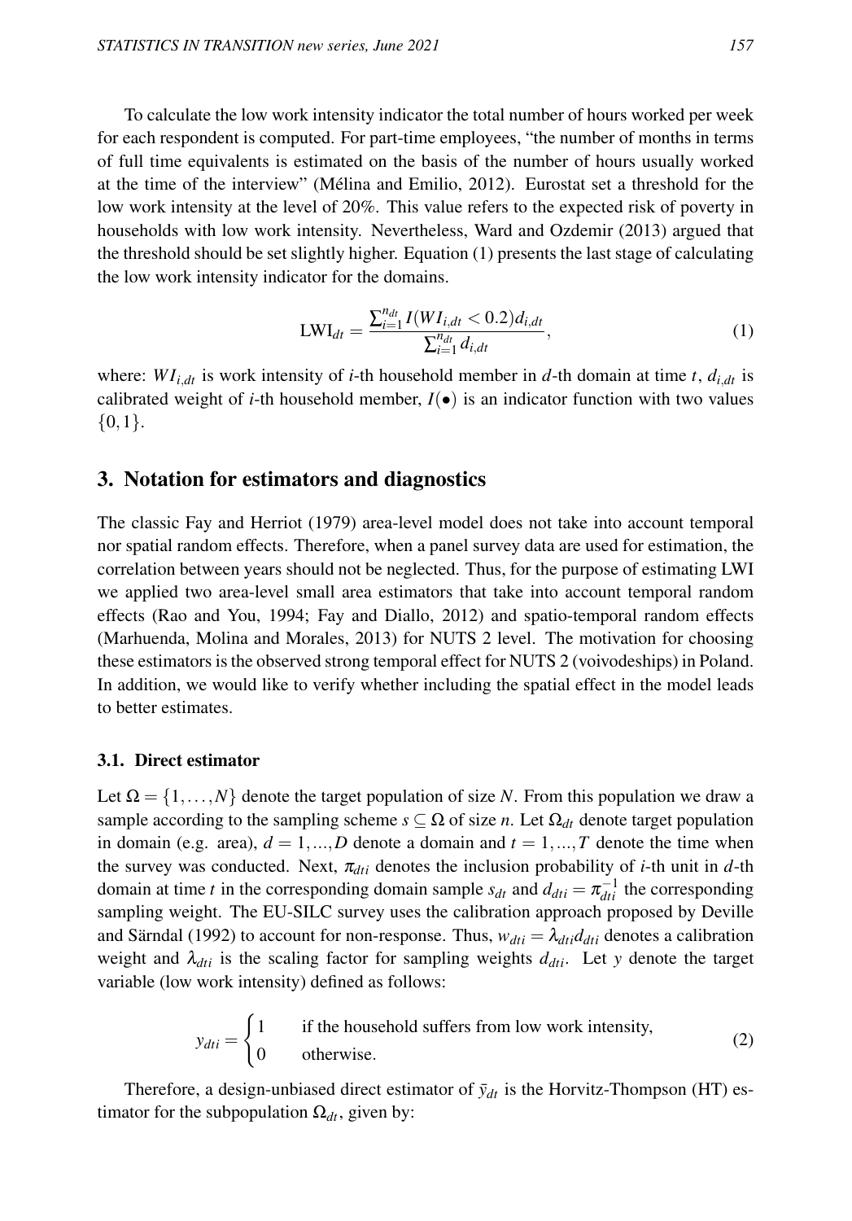To calculate the low work intensity indicator the total number of hours worked per week for each respondent is computed. For part-time employees, "the number of months in terms of full time equivalents is estimated on the basis of the number of hours usually worked at the time of the interview" (Mélina and Emilio, 2012). Eurostat set a threshold for the low work intensity at the level of 20%. This value refers to the expected risk of poverty in households with low work intensity. Nevertheless, Ward and Ozdemir (2013) argued that the threshold should be set slightly higher. Equation (1) presents the last stage of calculating the low work intensity indicator for the domains.

$$\mathrm{LWI}_{dt} = \frac{\sum_{i=1}^{n_{dt}} I(WI_{i,dt} < 0.2) d_{i,dt}}{\sum_{i=1}^{n_{dt}} d_{i,dt}}, \tag{1}$$

where: $WI_{i,dt}$ is work intensity of $i$-th household member in $d$-th domain at time $t$, $d_{i,dt}$ is calibrated weight of $i$-th household member, $I(\bullet)$ is an indicator function with two values $\{0,1\}$.

## 3. Notation for estimators and diagnostics

The classic Fay and Herriot (1979) area-level model does not take into account temporal nor spatial random effects. Therefore, when a panel survey data are used for estimation, the correlation between years should not be neglected. Thus, for the purpose of estimating LWI we applied two area-level small area estimators that take into account temporal random effects (Rao and You, 1994; Fay and Diallo, 2012) and spatio-temporal random effects (Marhuenda, Molina and Morales, 2013) for NUTS 2 level. The motivation for choosing these estimators is the observed strong temporal effect for NUTS 2 (voivodeships) in Poland. In addition, we would like to verify whether including the spatial effect in the model leads to better estimates.

### 3.1. Direct estimator

Let $\Omega = \{1,\ldots,N\}$ denote the target population of size $N$. From this population we draw a sample according to the sampling scheme $s \subseteq \Omega$ of size $n$. Let $\Omega_{dt}$ denote target population in domain (e.g. area), $d = 1,...,D$ denote a domain and $t = 1,...,T$ denote the time when the survey was conducted. Next, $\pi_{dti}$ denotes the inclusion probability of $i$-th unit in $d$-th domain at time $t$ in the corresponding domain sample $s_{dt}$ and $d_{dti} = \pi_{dti}^{-1}$ the corresponding sampling weight. The EU-SILC survey uses the calibration approach proposed by Deville and Särndal (1992) to account for non-response. Thus, $w_{dti} = \lambda_{dti} d_{dti}$ denotes a calibration weight and $\lambda_{dti}$ is the scaling factor for sampling weights $d_{dti}$. Let $y$ denote the target variable (low work intensity) defined as follows:

$$y_{dti} = \begin{cases} 1 & \text{if the household suffers from low work intensity,} \\ 0 & \text{otherwise.} \end{cases} \tag{2}$$

Therefore, a design-unbiased direct estimator of $\bar{y}_{dt}$ is the Horvitz-Thompson (HT) estimator for the subpopulation $\Omega_{dt}$, given by: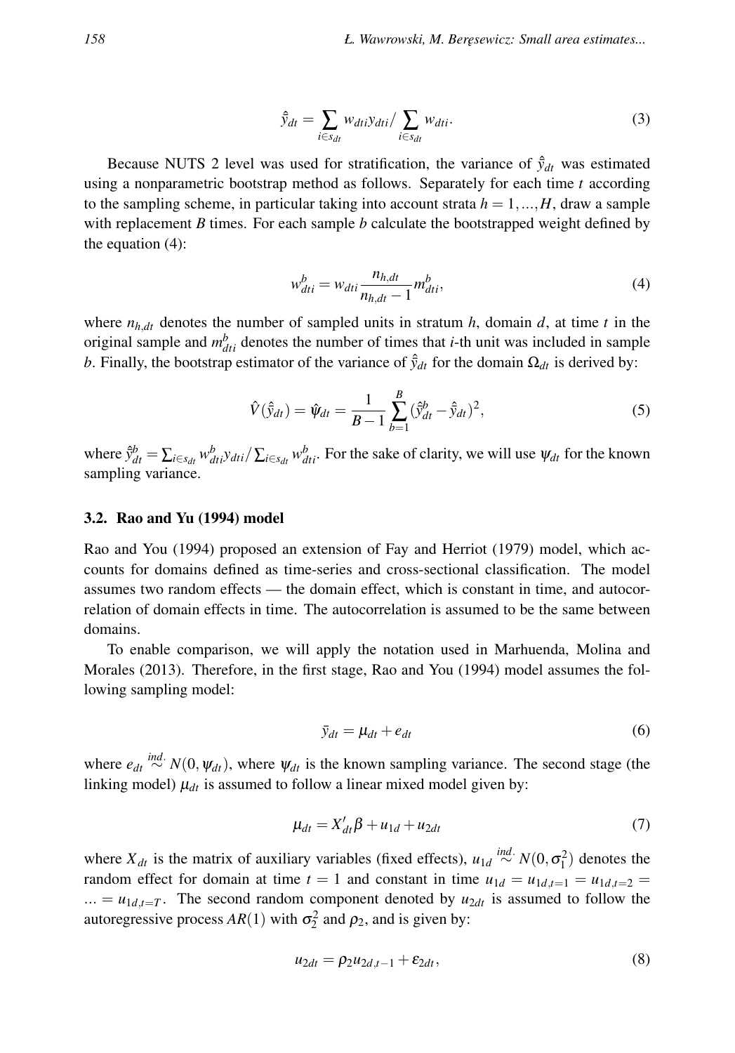$$\hat{\bar{y}}_{dt} = \sum_{i \in s_{dt}} w_{dti} y_{dti} / \sum_{i \in s_{dt}} w_{dti}. \tag{3}$$

Because NUTS 2 level was used for stratification, the variance of $\hat{\bar{y}}_{dt}$ was estimated using a nonparametric bootstrap method as follows. Separately for each time $t$ according to the sampling scheme, in particular taking into account strata $h = 1, ..., H$, draw a sample with replacement $B$ times. For each sample $b$ calculate the bootstrapped weight defined by the equation (4):

$$w_{dti}^{b} = w_{dti} \frac{n_{h,dt}}{n_{h,dt} - 1} m_{dti}^{b}, \tag{4}$$

where $n_{h,dt}$ denotes the number of sampled units in stratum $h$, domain $d$, at time $t$ in the original sample and $m_{dti}^{b}$ denotes the number of times that $i$-th unit was included in sample $b$. Finally, the bootstrap estimator of the variance of $\hat{\bar{y}}_{dt}$ for the domain $\Omega_{dt}$ is derived by:

$$\hat{V}(\hat{\bar{y}}_{dt}) = \hat{\psi}_{dt} = \frac{1}{B-1} \sum_{b=1}^{B} (\hat{\bar{y}}_{dt}^{b} - \hat{\bar{y}}_{dt})^2, \tag{5}$$

where $\hat{\bar{y}}_{dt}^{b} = \sum_{i \in s_{dt}} w_{dti}^{b} y_{dti} / \sum_{i \in s_{dt}} w_{dti}^{b}$. For the sake of clarity, we will use $\psi_{dt}$ for the known sampling variance.

### 3.2. Rao and Yu (1994) model

Rao and You (1994) proposed an extension of Fay and Herriot (1979) model, which accounts for domains defined as time-series and cross-sectional classification. The model assumes two random effects — the domain effect, which is constant in time, and autocorrelation of domain effects in time. The autocorrelation is assumed to be the same between domains.

To enable comparison, we will apply the notation used in Marhuenda, Molina and Morales (2013). Therefore, in the first stage, Rao and You (1994) model assumes the following sampling model:

$$\bar{y}_{dt} = \mu_{dt} + e_{dt} \tag{6}$$

where $e_{dt} \overset{ind.}{\sim} N(0, \psi_{dt})$, where $\psi_{dt}$ is the known sampling variance. The second stage (the linking model) $\mu_{dt}$ is assumed to follow a linear mixed model given by:

$$\mu_{dt} = X_{dt}' \beta + u_{1d} + u_{2dt} \tag{7}$$

where $X_{dt}$ is the matrix of auxiliary variables (fixed effects), $u_{1d} \overset{ind.}{\sim} N(0, \sigma_1^2)$ denotes the random effect for domain at time $t = 1$ and constant in time $u_{1d} = u_{1d,t=1} = u_{1d,t=2} = ... = u_{1d,t=T}$. The second random component denoted by $u_{2dt}$ is assumed to follow the autoregressive process $AR(1)$ with $\sigma_2^2$ and $\rho_2$, and is given by:

$$u_{2dt} = \rho_2 u_{2d,t-1} + \varepsilon_{2dt}, \tag{8}$$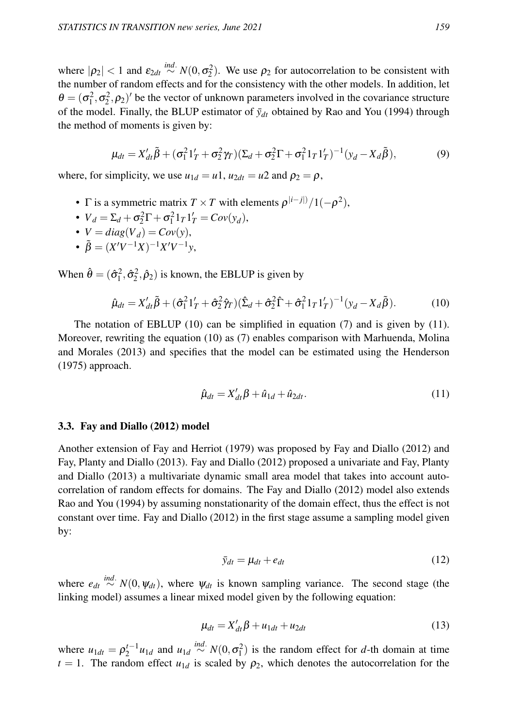where $|\rho_2| < 1$ and $\varepsilon_{2dt} \overset{ind.}{\sim} N(0, \sigma_2^2)$. We use $\rho_2$ for autocorrelation to be consistent with the number of random effects and for the consistency with the other models. In addition, let $\theta = (\sigma_1^2, \sigma_2^2, \rho_2)'$ be the vector of unknown parameters involved in the covariance structure of the model. Finally, the BLUP estimator of $\bar{y}_{dt}$ obtained by Rao and You (1994) through the method of moments is given by:

$$\mu_{dt} = X'_{dt}\tilde{\beta} + (\sigma_1^2 1'_T + \sigma_2^2 \gamma_T)(\Sigma_d + \sigma_2^2 \Gamma + \sigma_1^2 1_T 1'_T)^{-1}(y_d - X_d \tilde{\beta}), \tag{9}$$

where, for simplicity, we use $u_{1d} = u1$, $u_{2dt} = u2$ and $\rho_2 = \rho$,

- $\Gamma$ is a symmetric matrix $T \times T$ with elements $\rho^{|i-j|)}/1(-\rho^2)$,
- $V_d = \Sigma_d + \sigma_2^2 \Gamma + \sigma_1^2 1_T 1'_T = Cov(y_d)$,
- $V = diag(V_d) = Cov(y)$,
- $\tilde{\beta} = (X'V^{-1}X)^{-1}X'V^{-1}y$,

When $\hat{\theta} = (\hat{\sigma}_1^2, \hat{\sigma}_2^2, \hat{\rho}_2)$ is known, the EBLUP is given by

$$\hat{\mu}_{dt} = X'_{dt}\tilde{\beta} + (\hat{\sigma}_1^2 1'_T + \hat{\sigma}_2^2 \hat{\gamma}_T)(\hat{\Sigma}_d + \hat{\sigma}_2^2 \hat{\Gamma} + \hat{\sigma}_1^2 1_T 1'_T)^{-1}(y_d - X_d \tilde{\beta}). \tag{10}$$

The notation of EBLUP (10) can be simplified in equation (7) and is given by (11). Moreover, rewriting the equation (10) as (7) enables comparison with Marhuenda, Molina and Morales (2013) and specifies that the model can be estimated using the Henderson (1975) approach.

$$\hat{\mu}_{dt} = X'_{dt}\beta + \hat{u}_{1d} + \hat{u}_{2dt}. \tag{11}$$

### 3.3. Fay and Diallo (2012) model

Another extension of Fay and Herriot (1979) was proposed by Fay and Diallo (2012) and Fay, Planty and Diallo (2013). Fay and Diallo (2012) proposed a univariate and Fay, Planty and Diallo (2013) a multivariate dynamic small area model that takes into account auto-correlation of random effects for domains. The Fay and Diallo (2012) model also extends Rao and You (1994) by assuming nonstationarity of the domain effect, thus the effect is not constant over time. Fay and Diallo (2012) in the first stage assume a sampling model given by:

$$\bar{y}_{dt} = \mu_{dt} + e_{dt} \tag{12}$$

where $e_{dt} \overset{ind.}{\sim} N(0, \psi_{dt})$, where $\psi_{dt}$ is known sampling variance. The second stage (the linking model) assumes a linear mixed model given by the following equation:

$$\mu_{dt} = X'_{dt}\beta + u_{1dt} + u_{2dt} \tag{13}$$

where $u_{1dt} = \rho_2^{t-1} u_{1d}$ and $u_{1d} \overset{ind.}{\sim} N(0, \sigma_1^2)$ is the random effect for $d$-th domain at time $t = 1$. The random effect $u_{1d}$ is scaled by $\rho_2$, which denotes the autocorrelation for the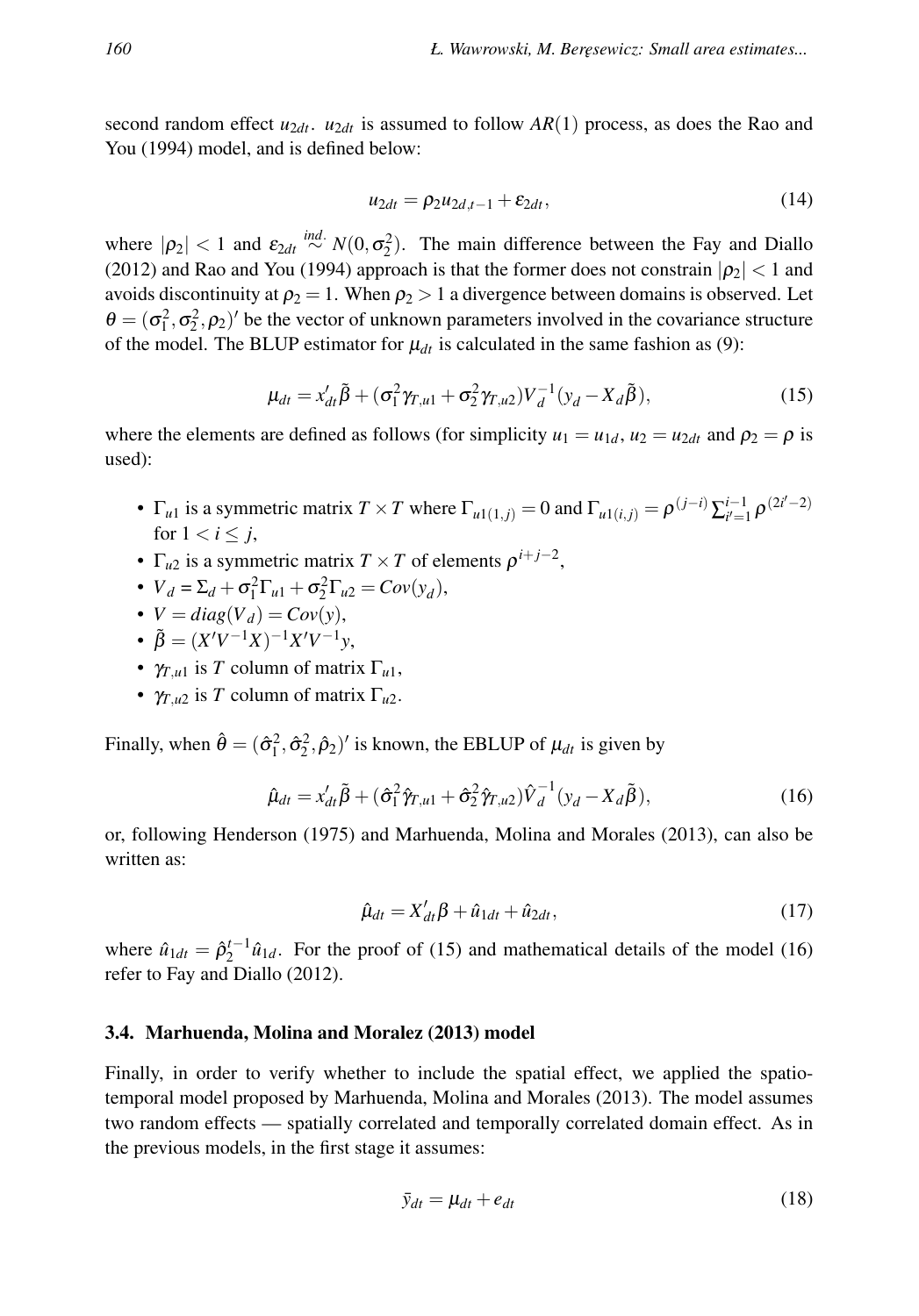second random effect $u_{2dt}$. $u_{2dt}$ is assumed to follow $AR(1)$ process, as does the Rao and You (1994) model, and is defined below:

$$u_{2dt} = \rho_2 u_{2d,t-1} + \varepsilon_{2dt}, \tag{14}$$

where $|\rho_2| < 1$ and $\varepsilon_{2dt} \overset{ind.}{\sim} N(0, \sigma_2^2)$. The main difference between the Fay and Diallo (2012) and Rao and You (1994) approach is that the former does not constrain $|\rho_2| < 1$ and avoids discontinuity at $\rho_2 = 1$. When $\rho_2 > 1$ a divergence between domains is observed. Let $\theta = (\sigma_1^2, \sigma_2^2, \rho_2)'$ be the vector of unknown parameters involved in the covariance structure of the model. The BLUP estimator for $\mu_{dt}$ is calculated in the same fashion as (9):

$$\mu_{dt} = x'_{dt}\tilde{\beta} + (\sigma_1^2 \gamma_{T,u1} + \sigma_2^2 \gamma_{T,u2}) V_d^{-1} (y_d - X_d \tilde{\beta}), \tag{15}$$

where the elements are defined as follows (for simplicity $u_1 = u_{1d}$, $u_2 = u_{2dt}$ and $\rho_2 = \rho$ is used):

- $\Gamma_{u1}$ is a symmetric matrix $T \times T$ where $\Gamma_{u1(1,j)} = 0$ and $\Gamma_{u1(i,j)} = \rho^{(j-i)} \sum_{i'=1}^{i-1} \rho^{(2i'-2)}$ for $1 < i \leq j$,
- $\Gamma_{u2}$ is a symmetric matrix $T \times T$ of elements $\rho^{i+j-2}$,
- $V_d = \Sigma_d + \sigma_1^2 \Gamma_{u1} + \sigma_2^2 \Gamma_{u2} = Cov(y_d)$,
- $V = diag(V_d) = Cov(y)$,
- $\tilde{\beta} = (X'V^{-1}X)^{-1} X'V^{-1} y$,
- $\gamma_{T,u1}$ is $T$ column of matrix $\Gamma_{u1}$,
- $\gamma_{T,u2}$ is $T$ column of matrix $\Gamma_{u2}$.

Finally, when $\hat{\theta} = (\hat{\sigma}_1^2, \hat{\sigma}_2^2, \hat{\rho}_2)'$ is known, the EBLUP of $\mu_{dt}$ is given by

$$\hat{\mu}_{dt} = x'_{dt}\tilde{\beta} + (\hat{\sigma}_1^2 \hat{\gamma}_{T,u1} + \hat{\sigma}_2^2 \hat{\gamma}_{T,u2}) \hat{V}_d^{-1} (y_d - X_d \tilde{\beta}), \tag{16}$$

or, following Henderson (1975) and Marhuenda, Molina and Morales (2013), can also be written as:

$$\hat{\mu}_{dt} = X'_{dt}\beta + \hat{u}_{1dt} + \hat{u}_{2dt}, \tag{17}$$

where $\hat{u}_{1dt} = \hat{\rho}_2^{t-1} \hat{u}_{1d}$. For the proof of (15) and mathematical details of the model (16) refer to Fay and Diallo (2012).

### 3.4. Marhuenda, Molina and Moralez (2013) model

Finally, in order to verify whether to include the spatial effect, we applied the spatio-temporal model proposed by Marhuenda, Molina and Morales (2013). The model assumes two random effects — spatially correlated and temporally correlated domain effect. As in the previous models, in the first stage it assumes:

$$\bar{y}_{dt} = \mu_{dt} + e_{dt} \tag{18}$$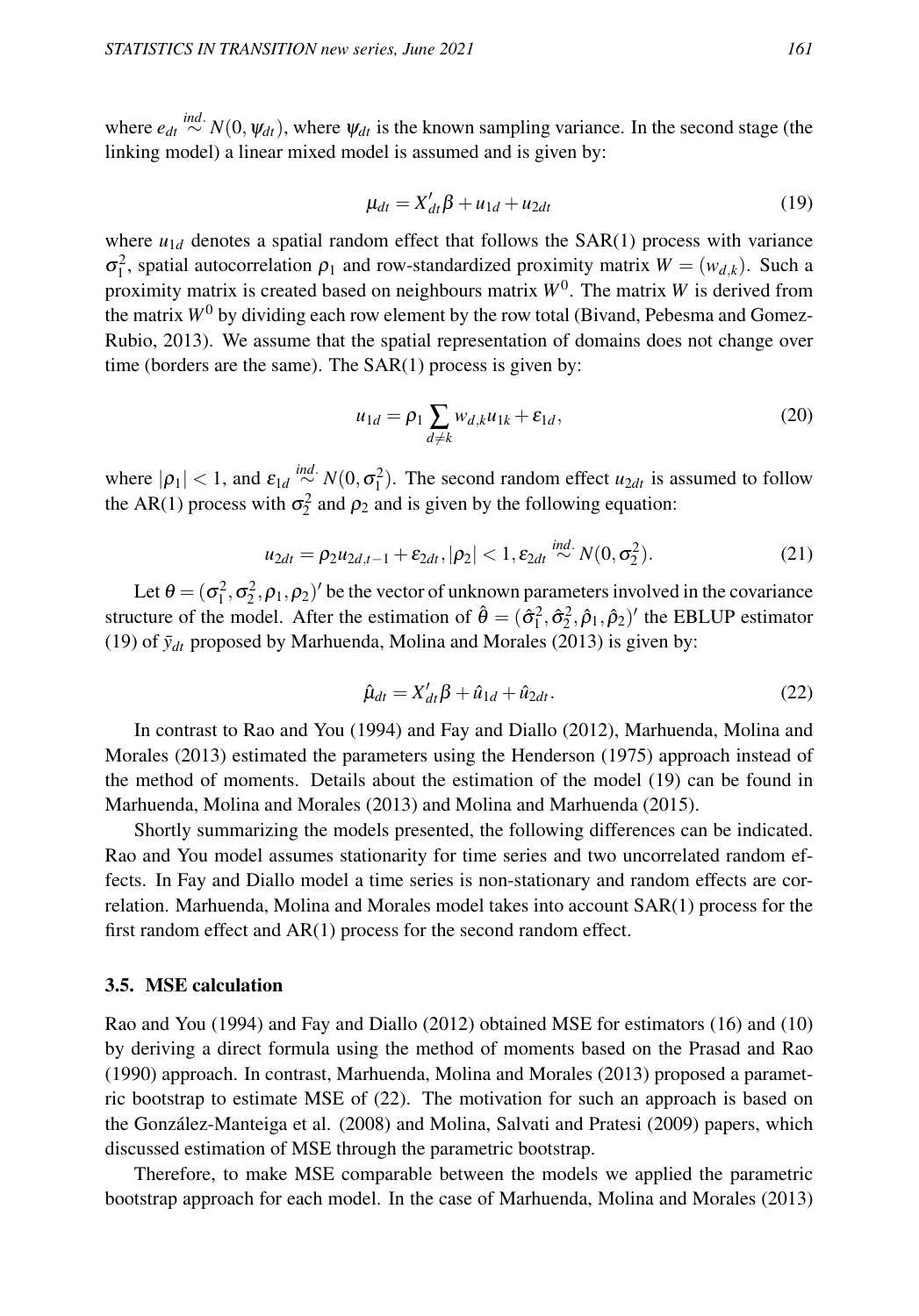where $e_{dt} \stackrel{ind.}{\sim} N(0, \psi_{dt})$, where $\psi_{dt}$ is the known sampling variance. In the second stage (the linking model) a linear mixed model is assumed and is given by:

$$\mu_{dt} = X'_{dt}\beta + u_{1d} + u_{2dt} \tag{19}$$

where $u_{1d}$ denotes a spatial random effect that follows the SAR(1) process with variance $\sigma_1^2$, spatial autocorrelation $\rho_1$ and row-standardized proximity matrix $W = (w_{d,k})$. Such a proximity matrix is created based on neighbours matrix $W^0$. The matrix $W$ is derived from the matrix $W^0$ by dividing each row element by the row total (Bivand, Pebesma and Gomez-Rubio, 2013). We assume that the spatial representation of domains does not change over time (borders are the same). The SAR(1) process is given by:

$$u_{1d} = \rho_1 \sum_{d \neq k} w_{d,k} u_{1k} + \varepsilon_{1d}, \tag{20}$$

where $|\rho_1| < 1$, and $\varepsilon_{1d} \stackrel{ind.}{\sim} N(0, \sigma_1^2)$. The second random effect $u_{2dt}$ is assumed to follow the AR(1) process with $\sigma_2^2$ and $\rho_2$ and is given by the following equation:

$$u_{2dt} = \rho_2 u_{2d,t-1} + \varepsilon_{2dt}, |\rho_2| < 1, \varepsilon_{2dt} \stackrel{ind.}{\sim} N(0, \sigma_2^2). \tag{21}$$

Let $\theta = (\sigma_1^2, \sigma_2^2, \rho_1, \rho_2)'$ be the vector of unknown parameters involved in the covariance structure of the model. After the estimation of $\hat{\theta} = (\hat{\sigma}_1^2, \hat{\sigma}_2^2, \hat{\rho}_1, \hat{\rho}_2)'$ the EBLUP estimator (19) of $\bar{y}_{dt}$ proposed by Marhuenda, Molina and Morales (2013) is given by:

$$\hat{\mu}_{dt} = X'_{dt}\beta + \hat{u}_{1d} + \hat{u}_{2dt}. \tag{22}$$

In contrast to Rao and You (1994) and Fay and Diallo (2012), Marhuenda, Molina and Morales (2013) estimated the parameters using the Henderson (1975) approach instead of the method of moments. Details about the estimation of the model (19) can be found in Marhuenda, Molina and Morales (2013) and Molina and Marhuenda (2015).

Shortly summarizing the models presented, the following differences can be indicated. Rao and You model assumes stationarity for time series and two uncorrelated random effects. In Fay and Diallo model a time series is non-stationary and random effects are correlation. Marhuenda, Molina and Morales model takes into account SAR(1) process for the first random effect and AR(1) process for the second random effect.

### 3.5. MSE calculation

Rao and You (1994) and Fay and Diallo (2012) obtained MSE for estimators (16) and (10) by deriving a direct formula using the method of moments based on the Prasad and Rao (1990) approach. In contrast, Marhuenda, Molina and Morales (2013) proposed a parametric bootstrap to estimate MSE of (22). The motivation for such an approach is based on the González-Manteiga et al. (2008) and Molina, Salvati and Pratesi (2009) papers, which discussed estimation of MSE through the parametric bootstrap.

Therefore, to make MSE comparable between the models we applied the parametric bootstrap approach for each model. In the case of Marhuenda, Molina and Morales (2013)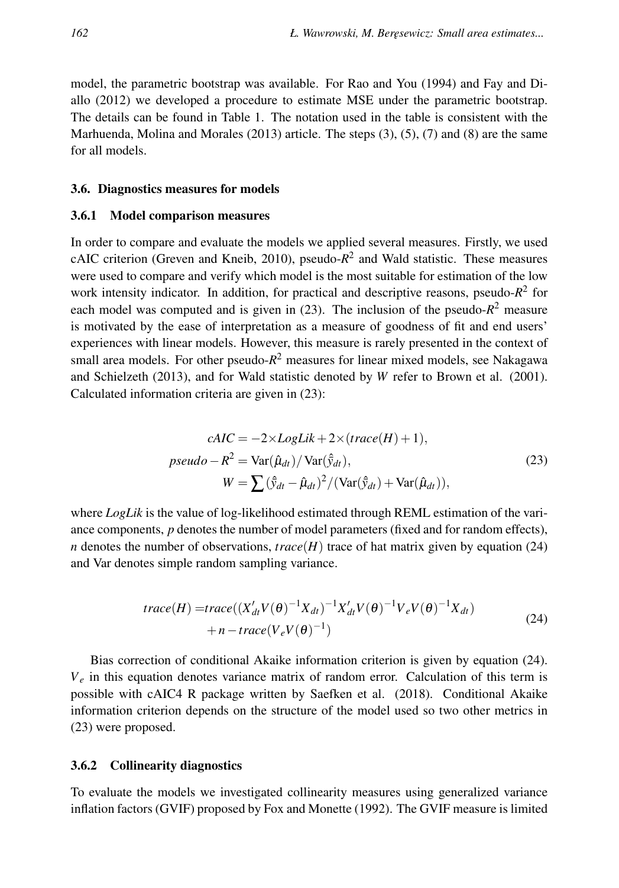model, the parametric bootstrap was available. For Rao and You (1994) and Fay and Diallo (2012) we developed a procedure to estimate MSE under the parametric bootstrap. The details can be found in Table 1. The notation used in the table is consistent with the Marhuenda, Molina and Morales (2013) article. The steps (3), (5), (7) and (8) are the same for all models.

## 3.6. Diagnostics measures for models

### 3.6.1 Model comparison measures

In order to compare and evaluate the models we applied several measures. Firstly, we used cAIC criterion (Greven and Kneib, 2010), pseudo-$R^2$ and Wald statistic. These measures were used to compare and verify which model is the most suitable for estimation of the low work intensity indicator. In addition, for practical and descriptive reasons, pseudo-$R^2$ for each model was computed and is given in (23). The inclusion of the pseudo-$R^2$ measure is motivated by the ease of interpretation as a measure of goodness of fit and end users' experiences with linear models. However, this measure is rarely presented in the context of small area models. For other pseudo-$R^2$ measures for linear mixed models, see Nakagawa and Schielzeth (2013), and for Wald statistic denoted by $W$ refer to Brown et al. (2001). Calculated information criteria are given in (23):

$$
\begin{aligned}
cAIC &= -2 \times LogLik + 2 \times (trace(H) + 1), \\
pseudo - R^2 &= \mathrm{Var}(\hat{\mu}_{dt}) / \mathrm{Var}(\hat{\hat{y}}_{dt}), \\
W &= \sum (\hat{\hat{y}}_{dt} - \hat{\mu}_{dt})^2 / (\mathrm{Var}(\hat{\hat{y}}_{dt}) + \mathrm{Var}(\hat{\mu}_{dt})),
\end{aligned}
\tag{23}
$$

where $LogLik$ is the value of log-likelihood estimated through REML estimation of the variance components, $p$ denotes the number of model parameters (fixed and for random effects), $n$ denotes the number of observations, $trace(H)$ trace of hat matrix given by equation (24) and Var denotes simple random sampling variance.

$$
\begin{aligned}
trace(H) = & trace((X'_{dt} V(\theta)^{-1} X_{dt})^{-1} X'_{dt} V(\theta)^{-1} V_e V(\theta)^{-1} X_{dt}) \\
& + n - trace(V_e V(\theta)^{-1})
\end{aligned}
\tag{24}
$$

Bias correction of conditional Akaike information criterion is given by equation (24). $V_e$ in this equation denotes variance matrix of random error. Calculation of this term is possible with cAIC4 R package written by Saefken et al. (2018). Conditional Akaike information criterion depends on the structure of the model used so two other metrics in (23) were proposed.

### 3.6.2 Collinearity diagnostics

To evaluate the models we investigated collinearity measures using generalized variance inflation factors (GVIF) proposed by Fox and Monette (1992). The GVIF measure is limited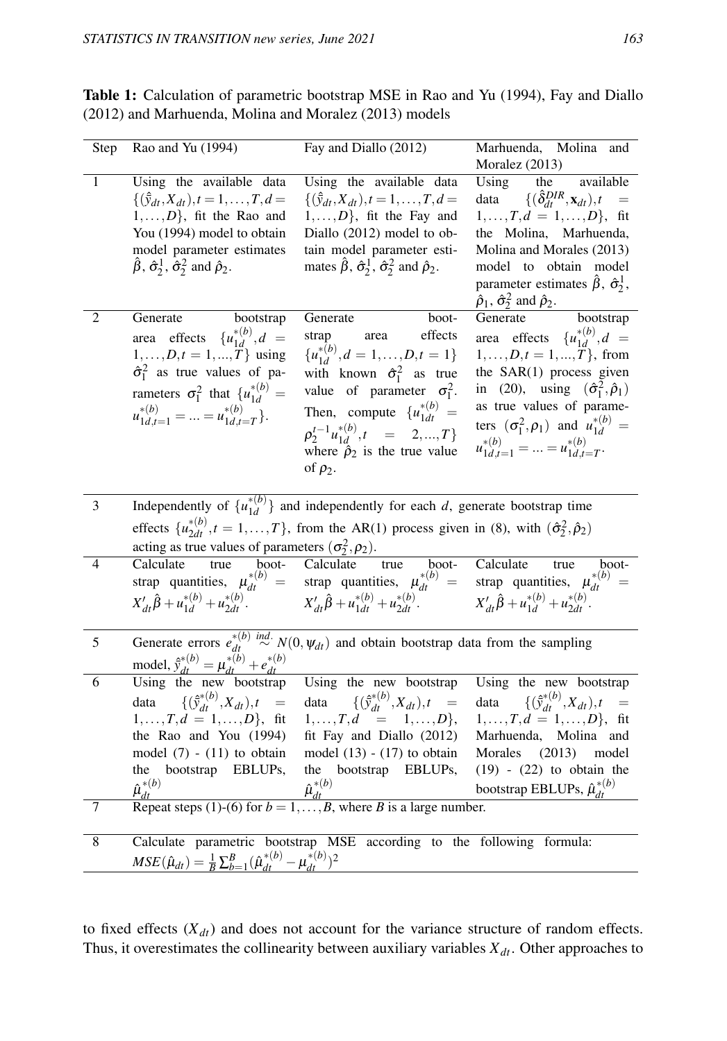**Table 1:** Calculation of parametric bootstrap MSE in Rao and Yu (1994), Fay and Diallo (2012) and Marhuenda, Molina and Moralez (2013) models

| Step | Rao and Yu (1994) | Fay and Diallo (2012) | Marhuenda, Molina and Moralez (2013) |
|---|---|---|---|
| 1 | Using the available data $\{(\hat{\bar{y}}_{dt}, X_{dt}), t = 1,\ldots,T, d = 1,\ldots,D\}$, fit the Rao and You (1994) model to obtain model parameter estimates $\hat{\beta}$, $\hat{\sigma}_2^1$, $\hat{\sigma}_2^2$ and $\hat{\rho}_2$. | Using the available data $\{(\hat{\bar{y}}_{dt}, X_{dt}), t = 1,\ldots,T, d = 1,\ldots,D\}$, fit the Fay and Diallo (2012) model to obtain model parameter estimates $\hat{\beta}$, $\hat{\sigma}_2^1$, $\hat{\sigma}_2^2$ and $\hat{\rho}_2$. | Using the available data $\{(\hat{\delta}_{dt}^{DIR}, \mathbf{x}_{dt}), t = 1,\ldots,T, d = 1,\ldots,D\}$, fit the Molina, Marhuenda, Molina and Morales (2013) model to obtain model parameter estimates $\hat{\beta}$, $\hat{\sigma}_2^1$, $\hat{\rho}_1$, $\hat{\sigma}_2^2$ and $\hat{\rho}_2$. |
| 2 | Generate bootstrap area effects $\{u_{1d}^{*(b)}, d = 1,\ldots,D, t = 1,...,T\}$ using $\hat{\sigma}_1^2$ as true values of parameters $\sigma_1^2$ that $\{u_{1d}^{*(b)} = u_{1d,t=1}^{*(b)} = ... = u_{1d,t=T}^{*(b)}\}$. | Generate bootstrap area effects $\{u_{1d}^{*(b)}, d = 1,\ldots,D, t = 1\}$ with known $\hat{\sigma}_1^2$ as true value of parameter $\sigma_1^2$. Then, compute $\{u_{1dt}^{*(b)} = \rho_2^{t-1} u_{1d}^{*(b)}, t = 2,...,T\}$ where $\hat{\rho}_2$ is the true value of $\rho_2$. | Generate bootstrap area effects $\{u_{1d}^{*(b)}, d = 1,\ldots,D, t = 1,...,T\}$, from the SAR(1) process given in (20), using $(\hat{\sigma}_1^2, \hat{\rho}_1)$ as true values of parameters $(\sigma_1^2, \rho_1)$ and $u_{1d}^{*(b)} = u_{1d,t=1}^{*(b)} = ... = u_{1d,t=T}^{*(b)}$. |
| 3 | Independently of $\{u_{1d}^{*(b)}\}$ and independently for each $d$, generate bootstrap time effects $\{u_{2dt}^{*(b)}, t = 1,\ldots,T\}$, from the AR(1) process given in (8), with $(\hat{\sigma}_2^2, \hat{\rho}_2)$ acting as true values of parameters $(\sigma_2^2, \rho_2)$. | | |
| 4 | Calculate true bootstrap quantities, $\mu_{dt}^{*(b)} = X_{dt}'\hat{\beta} + u_{1d}^{*(b)} + u_{2dt}^{*(b)}$. | Calculate true bootstrap quantities, $\mu_{dt}^{*(b)} = X_{dt}'\hat{\beta} + u_{1dt}^{*(b)} + u_{2dt}^{*(b)}$. | Calculate true bootstrap quantities, $\mu_{dt}^{*(b)} = X_{dt}'\hat{\beta} + u_{1d}^{*(b)} + u_{2dt}^{*(b)}$. |
| 5 | Generate errors $e_{dt}^{*(b)} \overset{ind.}{\sim} N(0, \psi_{dt})$ and obtain bootstrap data from the sampling model, $\hat{\bar{y}}_{dt}^{*(b)} = \mu_{dt}^{*(b)} + e_{dt}^{*(b)}$ | | |
| 6 | Using the new bootstrap data $\{(\hat{\bar{y}}_{dt}^{*(b)}, X_{dt}), t = 1,\ldots,T, d = 1,\ldots,D\}$, fit the Rao and You (1994) model (7) - (11) to obtain the bootstrap EBLUPs, $\hat{\mu}_{dt}^{*(b)}$ | Using the new bootstrap data $\{(\hat{\bar{y}}_{dt}^{*(b)}, X_{dt}), t = 1,\ldots,T, d = 1,\ldots,D\}$, fit Fay and Diallo (2012) model (13) - (17) to obtain the bootstrap EBLUPs, $\hat{\mu}_{dt}^{*(b)}$ | Using the new bootstrap data $\{(\hat{\bar{y}}_{dt}^{*(b)}, X_{dt}), t = 1,\ldots,T, d = 1,\ldots,D\}$, fit Marhuenda, Molina and Morales (2013) model (19) - (22) to obtain the bootstrap EBLUPs, $\hat{\mu}_{dt}^{*(b)}$ |
| 7 | Repeat steps (1)-(6) for $b = 1,\ldots,B$, where $B$ is a large number. | | |
| 8 | Calculate parametric bootstrap MSE according to the following formula: $MSE(\hat{\mu}_{dt}) = \frac{1}{B}\sum_{b=1}^{B}(\hat{\mu}_{dt}^{*(b)} - \mu_{dt}^{*(b)})^2$ | | |

to fixed effects ($X_{dt}$) and does not account for the variance structure of random effects. Thus, it overestimates the collinearity between auxiliary variables $X_{dt}$. Other approaches to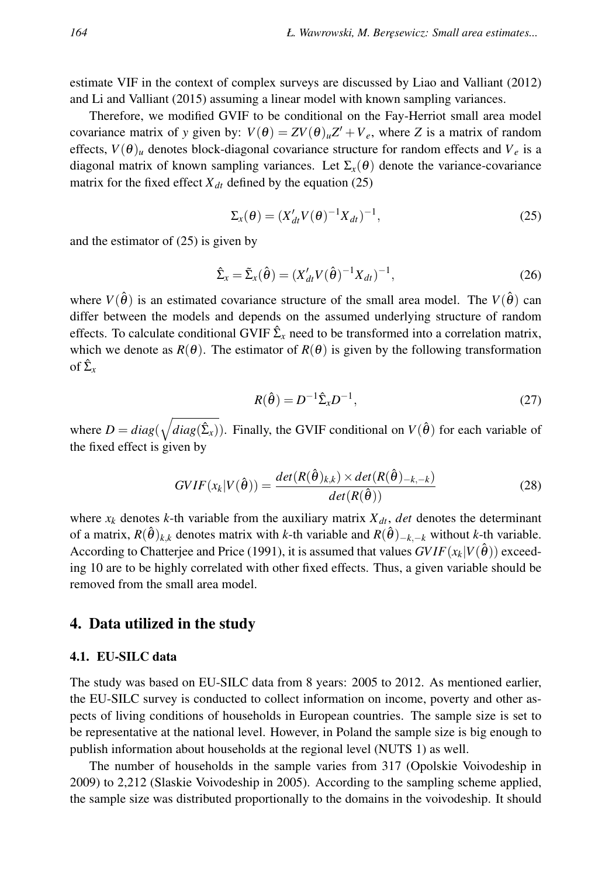estimate VIF in the context of complex surveys are discussed by Liao and Valliant (2012) and Li and Valliant (2015) assuming a linear model with known sampling variances.

Therefore, we modified GVIF to be conditional on the Fay-Herriot small area model covariance matrix of $y$ given by: $V(\theta) = ZV(\theta)_u Z' + V_e$, where $Z$ is a matrix of random effects, $V(\theta)_u$ denotes block-diagonal covariance structure for random effects and $V_e$ is a diagonal matrix of known sampling variances. Let $\Sigma_x(\theta)$ denote the variance-covariance matrix for the fixed effect $X_{dt}$ defined by the equation (25)

$$\Sigma_x(\theta) = (X'_{dt} V(\theta)^{-1} X_{dt})^{-1}, \tag{25}$$

and the estimator of (25) is given by

$$\hat{\Sigma}_x = \tilde{\Sigma}_x(\hat{\theta}) = (X'_{dt} V(\hat{\theta})^{-1} X_{dt})^{-1}, \tag{26}$$

where $V(\hat{\theta})$ is an estimated covariance structure of the small area model. The $V(\hat{\theta})$ can differ between the models and depends on the assumed underlying structure of random effects. To calculate conditional GVIF $\hat{\Sigma}_x$ need to be transformed into a correlation matrix, which we denote as $R(\theta)$. The estimator of $R(\theta)$ is given by the following transformation of $\hat{\Sigma}_x$

$$R(\hat{\theta}) = D^{-1} \hat{\Sigma}_x D^{-1}, \tag{27}$$

where $D = diag(\sqrt{diag(\hat{\Sigma}_x)})$. Finally, the GVIF conditional on $V(\hat{\theta})$ for each variable of the fixed effect is given by

$$GVIF(x_k | V(\hat{\theta})) = \frac{det(R(\hat{\theta})_{k,k}) \times det(R(\hat{\theta})_{-k,-k})}{det(R(\hat{\theta}))} \tag{28}$$

where $x_k$ denotes $k$-th variable from the auxiliary matrix $X_{dt}$, $det$ denotes the determinant of a matrix, $R(\hat{\theta})_{k,k}$ denotes matrix with $k$-th variable and $R(\hat{\theta})_{-k,-k}$ without $k$-th variable. According to Chatterjee and Price (1991), it is assumed that values $GVIF(x_k | V(\hat{\theta}))$ exceeding 10 are to be highly correlated with other fixed effects. Thus, a given variable should be removed from the small area model.

## 4. Data utilized in the study

### 4.1. EU-SILC data

The study was based on EU-SILC data from 8 years: 2005 to 2012. As mentioned earlier, the EU-SILC survey is conducted to collect information on income, poverty and other aspects of living conditions of households in European countries. The sample size is set to be representative at the national level. However, in Poland the sample size is big enough to publish information about households at the regional level (NUTS 1) as well.

The number of households in the sample varies from 317 (Opolskie Voivodeship in 2009) to 2,212 (Slaskie Voivodeship in 2005). According to the sampling scheme applied, the sample size was distributed proportionally to the domains in the voivodeship. It should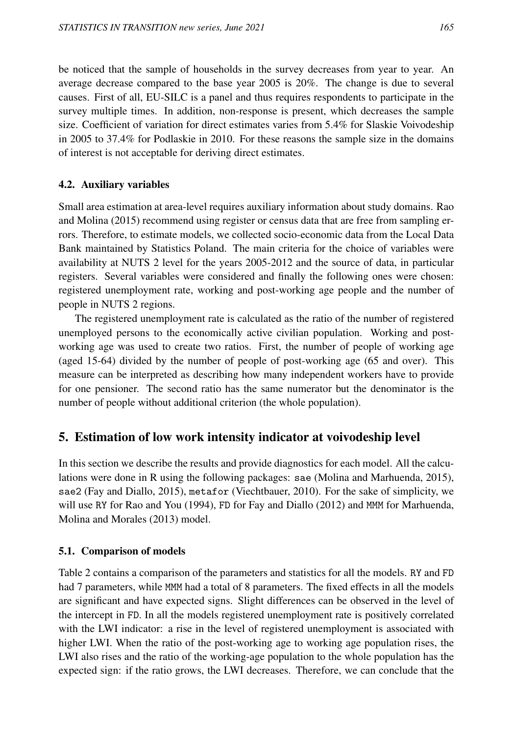be noticed that the sample of households in the survey decreases from year to year. An average decrease compared to the base year 2005 is 20%. The change is due to several causes. First of all, EU-SILC is a panel and thus requires respondents to participate in the survey multiple times. In addition, non-response is present, which decreases the sample size. Coefficient of variation for direct estimates varies from 5.4% for Slaskie Voivodeship in 2005 to 37.4% for Podlaskie in 2010. For these reasons the sample size in the domains of interest is not acceptable for deriving direct estimates.

### 4.2. Auxiliary variables

Small area estimation at area-level requires auxiliary information about study domains. Rao and Molina (2015) recommend using register or census data that are free from sampling errors. Therefore, to estimate models, we collected socio-economic data from the Local Data Bank maintained by Statistics Poland. The main criteria for the choice of variables were availability at NUTS 2 level for the years 2005-2012 and the source of data, in particular registers. Several variables were considered and finally the following ones were chosen: registered unemployment rate, working and post-working age people and the number of people in NUTS 2 regions.

The registered unemployment rate is calculated as the ratio of the number of registered unemployed persons to the economically active civilian population. Working and post-working age was used to create two ratios. First, the number of people of working age (aged 15-64) divided by the number of people of post-working age (65 and over). This measure can be interpreted as describing how many independent workers have to provide for one pensioner. The second ratio has the same numerator but the denominator is the number of people without additional criterion (the whole population).

## 5. Estimation of low work intensity indicator at voivodeship level

In this section we describe the results and provide diagnostics for each model. All the calculations were done in R using the following packages: `sae` (Molina and Marhuenda, 2015), `sae2` (Fay and Diallo, 2015), `metafor` (Viechtbauer, 2010). For the sake of simplicity, we will use `RY` for Rao and You (1994), `FD` for Fay and Diallo (2012) and `MMM` for Marhuenda, Molina and Morales (2013) model.

### 5.1. Comparison of models

Table 2 contains a comparison of the parameters and statistics for all the models. `RY` and `FD` had 7 parameters, while `MMM` had a total of 8 parameters. The fixed effects in all the models are significant and have expected signs. Slight differences can be observed in the level of the intercept in `FD`. In all the models registered unemployment rate is positively correlated with the LWI indicator: a rise in the level of registered unemployment is associated with higher LWI. When the ratio of the post-working age to working age population rises, the LWI also rises and the ratio of the working-age population to the whole population has the expected sign: if the ratio grows, the LWI decreases. Therefore, we can conclude that the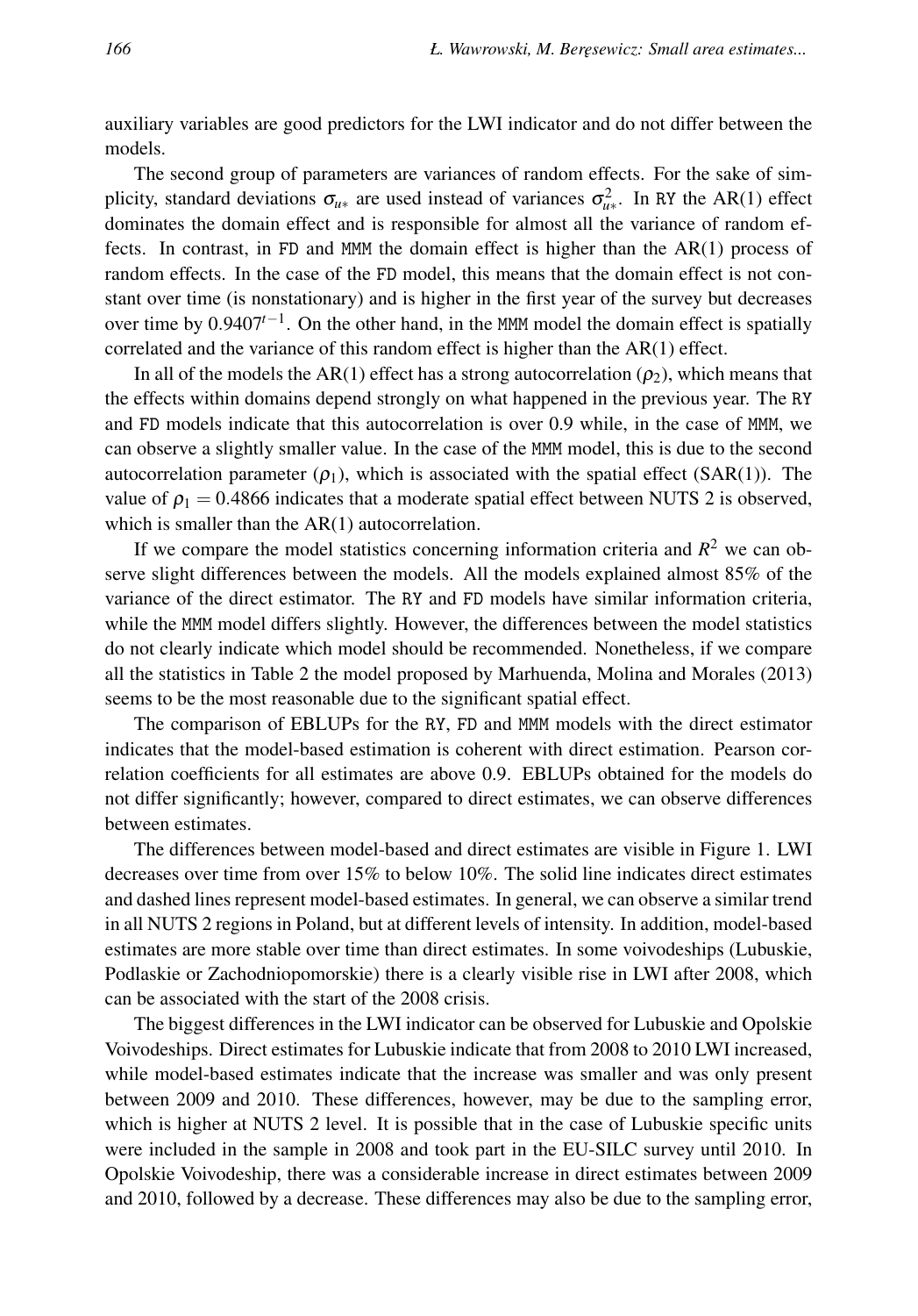auxiliary variables are good predictors for the LWI indicator and do not differ between the models.

The second group of parameters are variances of random effects. For the sake of simplicity, standard deviations $\sigma_{u*}$ are used instead of variances $\sigma^2_{u*}$. In RY the AR(1) effect dominates the domain effect and is responsible for almost all the variance of random effects. In contrast, in FD and MMM the domain effect is higher than the AR(1) process of random effects. In the case of the FD model, this means that the domain effect is not constant over time (is nonstationary) and is higher in the first year of the survey but decreases over time by $0.9407^{t-1}$. On the other hand, in the MMM model the domain effect is spatially correlated and the variance of this random effect is higher than the AR(1) effect.

In all of the models the AR(1) effect has a strong autocorrelation ($\rho_2$), which means that the effects within domains depend strongly on what happened in the previous year. The RY and FD models indicate that this autocorrelation is over 0.9 while, in the case of MMM, we can observe a slightly smaller value. In the case of the MMM model, this is due to the second autocorrelation parameter ($\rho_1$), which is associated with the spatial effect (SAR(1)). The value of $\rho_1 = 0.4866$ indicates that a moderate spatial effect between NUTS 2 is observed, which is smaller than the AR(1) autocorrelation.

If we compare the model statistics concerning information criteria and $R^2$ we can observe slight differences between the models. All the models explained almost 85% of the variance of the direct estimator. The RY and FD models have similar information criteria, while the MMM model differs slightly. However, the differences between the model statistics do not clearly indicate which model should be recommended. Nonetheless, if we compare all the statistics in Table 2 the model proposed by Marhuenda, Molina and Morales (2013) seems to be the most reasonable due to the significant spatial effect.

The comparison of EBLUPs for the RY, FD and MMM models with the direct estimator indicates that the model-based estimation is coherent with direct estimation. Pearson correlation coefficients for all estimates are above 0.9. EBLUPs obtained for the models do not differ significantly; however, compared to direct estimates, we can observe differences between estimates.

The differences between model-based and direct estimates are visible in Figure 1. LWI decreases over time from over 15% to below 10%. The solid line indicates direct estimates and dashed lines represent model-based estimates. In general, we can observe a similar trend in all NUTS 2 regions in Poland, but at different levels of intensity. In addition, model-based estimates are more stable over time than direct estimates. In some voivodeships (Lubuskie, Podlaskie or Zachodniopomorskie) there is a clearly visible rise in LWI after 2008, which can be associated with the start of the 2008 crisis.

The biggest differences in the LWI indicator can be observed for Lubuskie and Opolskie Voivodeships. Direct estimates for Lubuskie indicate that from 2008 to 2010 LWI increased, while model-based estimates indicate that the increase was smaller and was only present between 2009 and 2010. These differences, however, may be due to the sampling error, which is higher at NUTS 2 level. It is possible that in the case of Lubuskie specific units were included in the sample in 2008 and took part in the EU-SILC survey until 2010. In Opolskie Voivodeship, there was a considerable increase in direct estimates between 2009 and 2010, followed by a decrease. These differences may also be due to the sampling error,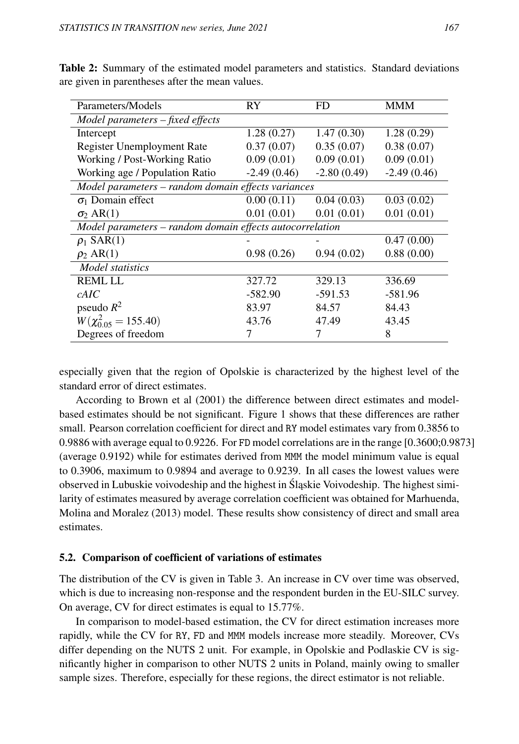**Table 2:** Summary of the estimated model parameters and statistics. Standard deviations are given in parentheses after the mean values.

| Parameters/Models | RY | FD | MMM |
|---|---|---|---|
| *Model parameters – fixed effects* | | | |
| Intercept | 1.28 (0.27) | 1.47 (0.30) | 1.28 (0.29) |
| Register Unemployment Rate | 0.37 (0.07) | 0.35 (0.07) | 0.38 (0.07) |
| Working / Post-Working Ratio | 0.09 (0.01) | 0.09 (0.01) | 0.09 (0.01) |
| Working age / Population Ratio | -2.49 (0.46) | -2.80 (0.49) | -2.49 (0.46) |
| *Model parameters – random domain effects variances* | | | |
| $\sigma_1$ Domain effect | 0.00 (0.11) | 0.04 (0.03) | 0.03 (0.02) |
| $\sigma_2$ AR(1) | 0.01 (0.01) | 0.01 (0.01) | 0.01 (0.01) |
| *Model parameters – random domain effects autocorrelation* | | | |
| $\rho_1$ SAR(1) | - | - | 0.47 (0.00) |
| $\rho_2$ AR(1) | 0.98 (0.26) | 0.94 (0.02) | 0.88 (0.00) |
| *Model statistics* | | | |
| REML LL | 327.72 | 329.13 | 336.69 |
| *cAIC* | -582.90 | -591.53 | -581.96 |
| pseudo $R^2$ | 83.97 | 84.57 | 84.43 |
| $W(\chi^2_{0.05} = 155.40)$ | 43.76 | 47.49 | 43.45 |
| Degrees of freedom | 7 | 7 | 8 |

especially given that the region of Opolskie is characterized by the highest level of the standard error of direct estimates.

According to Brown et al (2001) the difference between direct estimates and model-based estimates should be not significant. Figure 1 shows that these differences are rather small. Pearson correlation coefficient for direct and RY model estimates vary from 0.3856 to 0.9886 with average equal to 0.9226. For FD model correlations are in the range [0.3600;0.9873] (average 0.9192) while for estimates derived from MMM the model minimum value is equal to 0.3906, maximum to 0.9894 and average to 0.9239. In all cases the lowest values were observed in Lubuskie voivodeship and the highest in Śląskie Voivodeship. The highest similarity of estimates measured by average correlation coefficient was obtained for Marhuenda, Molina and Moralez (2013) model. These results show consistency of direct and small area estimates.

### 5.2. Comparison of coefficient of variations of estimates

The distribution of the CV is given in Table 3. An increase in CV over time was observed, which is due to increasing non-response and the respondent burden in the EU-SILC survey. On average, CV for direct estimates is equal to 15.77%.

In comparison to model-based estimation, the CV for direct estimation increases more rapidly, while the CV for RY, FD and MMM models increase more steadily. Moreover, CVs differ depending on the NUTS 2 unit. For example, in Opolskie and Podlaskie CV is significantly higher in comparison to other NUTS 2 units in Poland, mainly owing to smaller sample sizes. Therefore, especially for these regions, the direct estimator is not reliable.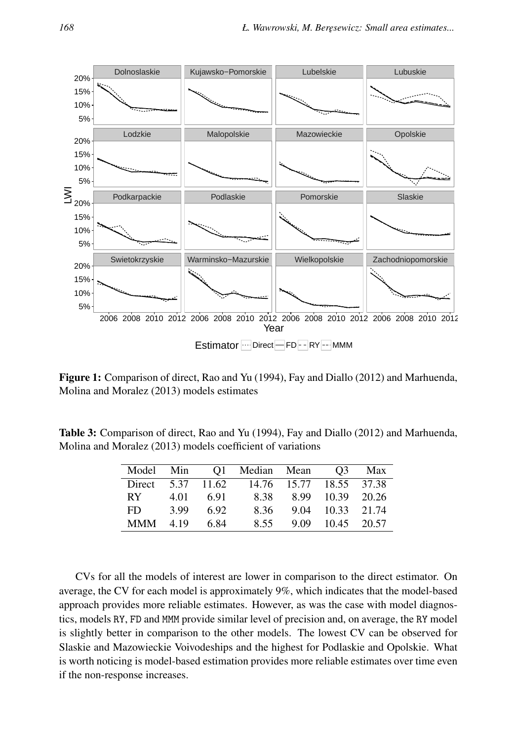**Figure 1:** Comparison of direct, Rao and Yu (1994), Fay and Diallo (2012) and Marhuenda, Molina and Moralez (2013) models estimates

**Table 3:** Comparison of direct, Rao and Yu (1994), Fay and Diallo (2012) and Marhuenda, Molina and Moralez (2013) models coefficient of variations

| Model | Min | Q1 | Median | Mean | Q3 | Max |
|---|---|---|---|---|---|---|
| Direct | 5.37 | 11.62 | 14.76 | 15.77 | 18.55 | 37.38 |
| RY | 4.01 | 6.91 | 8.38 | 8.99 | 10.39 | 20.26 |
| FD | 3.99 | 6.92 | 8.36 | 9.04 | 10.33 | 21.74 |
| MMM | 4.19 | 6.84 | 8.55 | 9.09 | 10.45 | 20.57 |

CVs for all the models of interest are lower in comparison to the direct estimator. On average, the CV for each model is approximately 9%, which indicates that the model-based approach provides more reliable estimates. However, as was the case with model diagnostics, models RY, FD and MMM provide similar level of precision and, on average, the RY model is slightly better in comparison to the other models. The lowest CV can be observed for Slaskie and Mazowieckie Voivodeships and the highest for Podlaskie and Opolskie. What is worth noticing is model-based estimation provides more reliable estimates over time even if the non-response increases.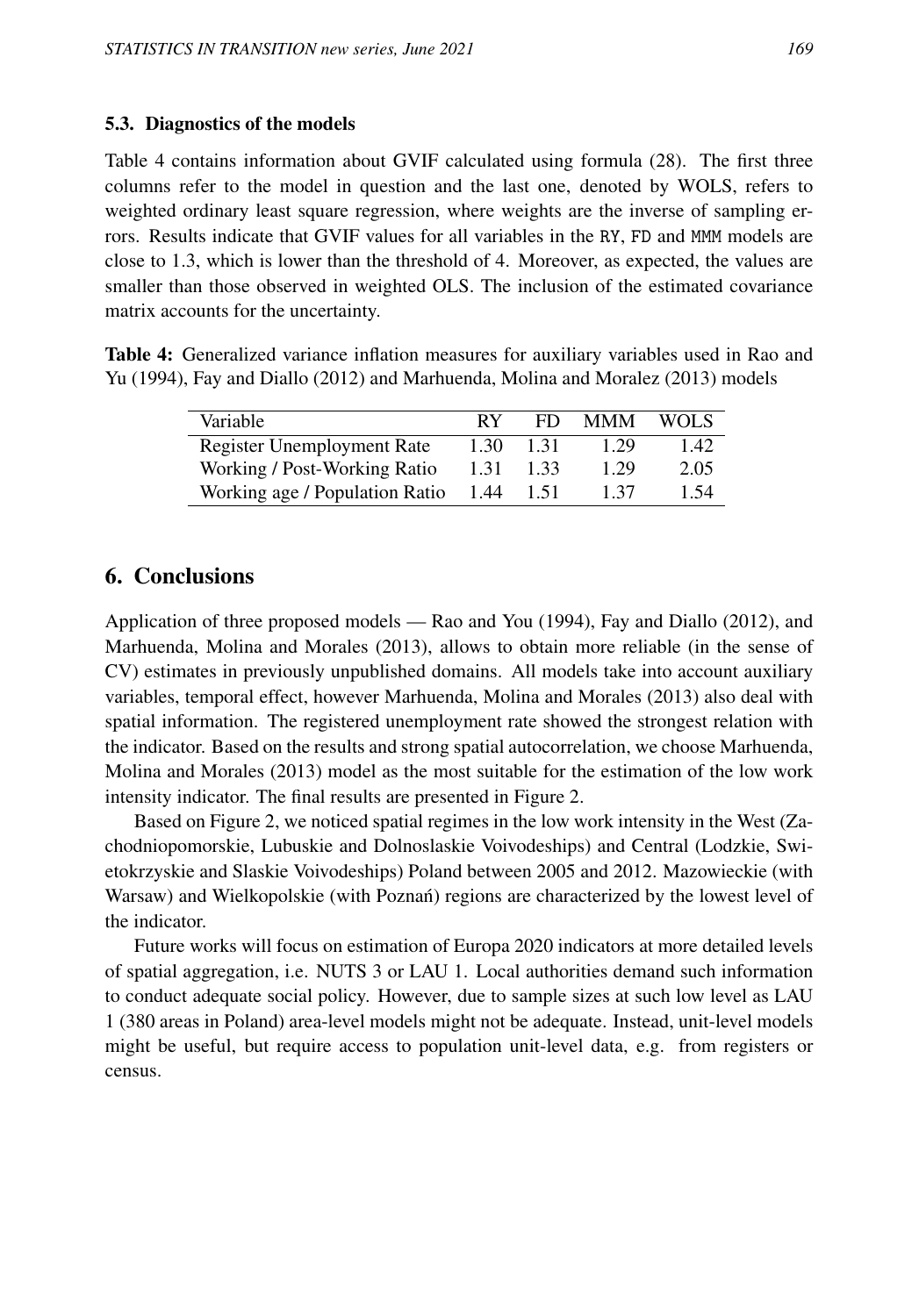### 5.3. Diagnostics of the models

Table 4 contains information about GVIF calculated using formula (28). The first three columns refer to the model in question and the last one, denoted by WOLS, refers to weighted ordinary least square regression, where weights are the inverse of sampling errors. Results indicate that GVIF values for all variables in the RY, FD and MMM models are close to 1.3, which is lower than the threshold of 4. Moreover, as expected, the values are smaller than those observed in weighted OLS. The inclusion of the estimated covariance matrix accounts for the uncertainty.

**Table 4:** Generalized variance inflation measures for auxiliary variables used in Rao and Yu (1994), Fay and Diallo (2012) and Marhuenda, Molina and Moralez (2013) models

| Variable | RY | FD | MMM | WOLS |
|---|---|---|---|---|
| Register Unemployment Rate | 1.30 | 1.31 | 1.29 | 1.42 |
| Working / Post-Working Ratio | 1.31 | 1.33 | 1.29 | 2.05 |
| Working age / Population Ratio | 1.44 | 1.51 | 1.37 | 1.54 |

## 6. Conclusions

Application of three proposed models — Rao and You (1994), Fay and Diallo (2012), and Marhuenda, Molina and Morales (2013), allows to obtain more reliable (in the sense of CV) estimates in previously unpublished domains. All models take into account auxiliary variables, temporal effect, however Marhuenda, Molina and Morales (2013) also deal with spatial information. The registered unemployment rate showed the strongest relation with the indicator. Based on the results and strong spatial autocorrelation, we choose Marhuenda, Molina and Morales (2013) model as the most suitable for the estimation of the low work intensity indicator. The final results are presented in Figure 2.

Based on Figure 2, we noticed spatial regimes in the low work intensity in the West (Zachodniopomorskie, Lubuskie and Dolnoslaskie Voivodeships) and Central (Lodzkie, Swietokrzyskie and Slaskie Voivodeships) Poland between 2005 and 2012. Mazowieckie (with Warsaw) and Wielkopolskie (with Poznań) regions are characterized by the lowest level of the indicator.

Future works will focus on estimation of Europa 2020 indicators at more detailed levels of spatial aggregation, i.e. NUTS 3 or LAU 1. Local authorities demand such information to conduct adequate social policy. However, due to sample sizes at such low level as LAU 1 (380 areas in Poland) area-level models might not be adequate. Instead, unit-level models might be useful, but require access to population unit-level data, e.g. from registers or census.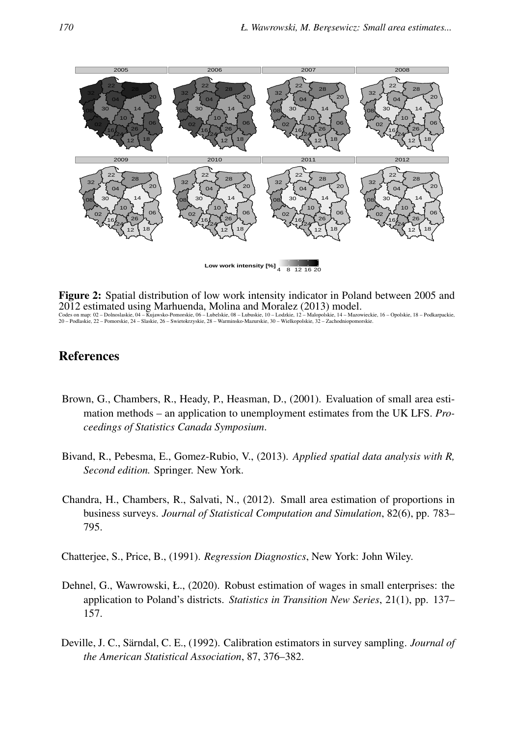**Figure 2:** Spatial distribution of low work intensity indicator in Poland between 2005 and 2012 estimated using Marhuenda, Molina and Moralez (2013) model.

Codes on map: 02 – Dolnoslaskie, 04 – Kujawsko-Pomorskie, 06 – Lubelskie, 08 – Lubuskie, 10 – Lodzkie, 12 – Malopolskie, 14 – Mazowieckie, 16 – Opolskie, 18 – Podkarpackie, 20 – Podlaskie, 22 – Pomorskie, 24 – Slaskie, 26 – Swietokrzyskie, 28 – Warminsko-Mazurskie, 30 – Wielkopolskie, 32 – Zachodniopomorskie.

## References

Brown, G., Chambers, R., Heady, P., Heasman, D., (2001). Evaluation of small area estimation methods – an application to unemployment estimates from the UK LFS. *Proceedings of Statistics Canada Symposium*.

Bivand, R., Pebesma, E., Gomez-Rubio, V., (2013). *Applied spatial data analysis with R, Second edition.* Springer. New York.

Chandra, H., Chambers, R., Salvati, N., (2012). Small area estimation of proportions in business surveys. *Journal of Statistical Computation and Simulation*, 82(6), pp. 783–795.

Chatterjee, S., Price, B., (1991). *Regression Diagnostics*, New York: John Wiley.

Dehnel, G., Wawrowski, Ł., (2020). Robust estimation of wages in small enterprises: the application to Poland's districts. *Statistics in Transition New Series*, 21(1), pp. 137–157.

Deville, J. C., Särndal, C. E., (1992). Calibration estimators in survey sampling. *Journal of the American Statistical Association*, 87, 376–382.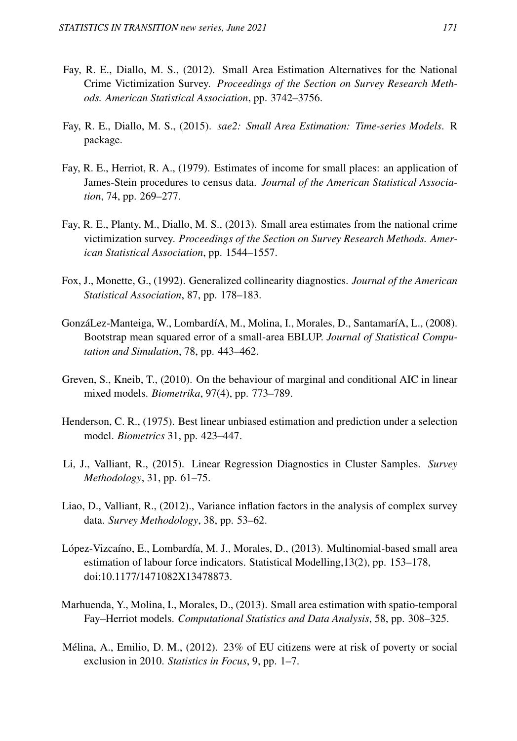Fay, R. E., Diallo, M. S., (2012). Small Area Estimation Alternatives for the National Crime Victimization Survey. *Proceedings of the Section on Survey Research Methods. American Statistical Association*, pp. 3742–3756.

Fay, R. E., Diallo, M. S., (2015). *sae2: Small Area Estimation: Time-series Models*. R package.

Fay, R. E., Herriot, R. A., (1979). Estimates of income for small places: an application of James-Stein procedures to census data. *Journal of the American Statistical Association*, 74, pp. 269–277.

Fay, R. E., Planty, M., Diallo, M. S., (2013). Small area estimates from the national crime victimization survey. *Proceedings of the Section on Survey Research Methods. American Statistical Association*, pp. 1544–1557.

Fox, J., Monette, G., (1992). Generalized collinearity diagnostics. *Journal of the American Statistical Association*, 87, pp. 178–183.

GonzáLez-Manteiga, W., LombardíA, M., Molina, I., Morales, D., SantamaríA, L., (2008). Bootstrap mean squared error of a small-area EBLUP. *Journal of Statistical Computation and Simulation*, 78, pp. 443–462.

Greven, S., Kneib, T., (2010). On the behaviour of marginal and conditional AIC in linear mixed models. *Biometrika*, 97(4), pp. 773–789.

Henderson, C. R., (1975). Best linear unbiased estimation and prediction under a selection model. *Biometrics* 31, pp. 423–447.

Li, J., Valliant, R., (2015). Linear Regression Diagnostics in Cluster Samples. *Survey Methodology*, 31, pp. 61–75.

Liao, D., Valliant, R., (2012)., Variance inflation factors in the analysis of complex survey data. *Survey Methodology*, 38, pp. 53–62.

López-Vizcaíno, E., Lombardía, M. J., Morales, D., (2013). Multinomial-based small area estimation of labour force indicators. Statistical Modelling,13(2), pp. 153–178, doi:10.1177/1471082X13478873.

Marhuenda, Y., Molina, I., Morales, D., (2013). Small area estimation with spatio-temporal Fay–Herriot models. *Computational Statistics and Data Analysis*, 58, pp. 308–325.

Mélina, A., Emilio, D. M., (2012). 23% of EU citizens were at risk of poverty or social exclusion in 2010. *Statistics in Focus*, 9, pp. 1–7.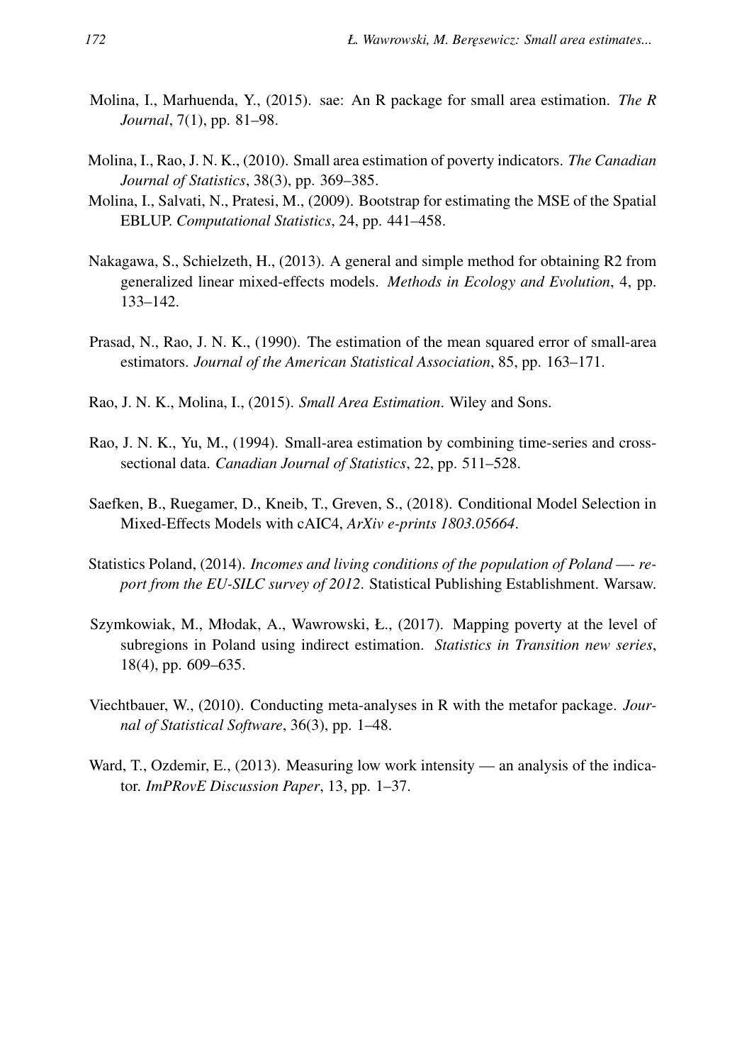Molina, I., Marhuenda, Y., (2015). sae: An R package for small area estimation. *The R Journal*, 7(1), pp. 81–98.

Molina, I., Rao, J. N. K., (2010). Small area estimation of poverty indicators. *The Canadian Journal of Statistics*, 38(3), pp. 369–385.

Molina, I., Salvati, N., Pratesi, M., (2009). Bootstrap for estimating the MSE of the Spatial EBLUP. *Computational Statistics*, 24, pp. 441–458.

Nakagawa, S., Schielzeth, H., (2013). A general and simple method for obtaining R2 from generalized linear mixed-effects models. *Methods in Ecology and Evolution*, 4, pp. 133–142.

Prasad, N., Rao, J. N. K., (1990). The estimation of the mean squared error of small-area estimators. *Journal of the American Statistical Association*, 85, pp. 163–171.

Rao, J. N. K., Molina, I., (2015). *Small Area Estimation*. Wiley and Sons.

Rao, J. N. K., Yu, M., (1994). Small-area estimation by combining time-series and cross-sectional data. *Canadian Journal of Statistics*, 22, pp. 511–528.

Saefken, B., Ruegamer, D., Kneib, T., Greven, S., (2018). Conditional Model Selection in Mixed-Effects Models with cAIC4, *ArXiv e-prints 1803.05664*.

Statistics Poland, (2014). *Incomes and living conditions of the population of Poland —- report from the EU-SILC survey of 2012*. Statistical Publishing Establishment. Warsaw.

Szymkowiak, M., Młodak, A., Wawrowski, Ł., (2017). Mapping poverty at the level of subregions in Poland using indirect estimation. *Statistics in Transition new series*, 18(4), pp. 609–635.

Viechtbauer, W., (2010). Conducting meta-analyses in R with the metafor package. *Journal of Statistical Software*, 36(3), pp. 1–48.

Ward, T., Ozdemir, E., (2013). Measuring low work intensity — an analysis of the indicator. *ImPRovE Discussion Paper*, 13, pp. 1–37.